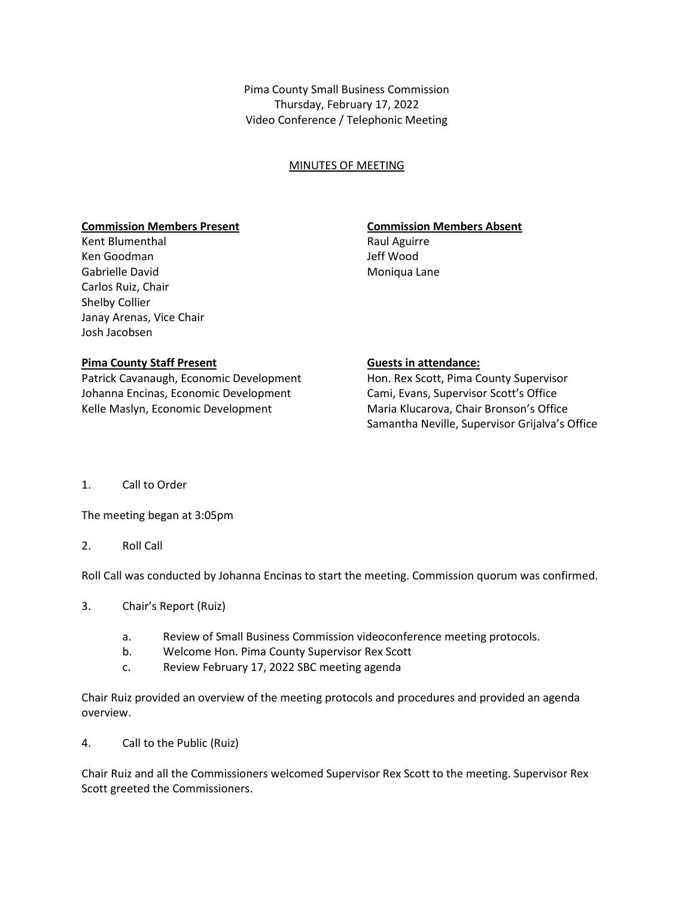Pima County Small Business Commission
Thursday, February 17, 2022
Video Conference / Telephonic Meeting

MINUTES OF MEETING

**Commission Members Present**

Kent Blumenthal
Ken Goodman
Gabrielle David
Carlos Ruiz, Chair
Shelby Collier
Janay Arenas, Vice Chair
Josh Jacobsen

**Commission Members Absent**

Raul Aguirre
Jeff Wood
Moniqua Lane

**Pima County Staff Present**

Patrick Cavanaugh, Economic Development
Johanna Encinas, Economic Development
Kelle Maslyn, Economic Development

**Guests in attendance:**

Hon. Rex Scott, Pima County Supervisor
Cami, Evans, Supervisor Scott's Office
Maria Klucarova, Chair Bronson's Office
Samantha Neville, Supervisor Grijalva's Office

1. Call to Order

The meeting began at 3:05pm

2. Roll Call

Roll Call was conducted by Johanna Encinas to start the meeting. Commission quorum was confirmed.

3. Chair's Report (Ruiz)

   a. Review of Small Business Commission videoconference meeting protocols.
   b. Welcome Hon. Pima County Supervisor Rex Scott
   c. Review February 17, 2022 SBC meeting agenda

Chair Ruiz provided an overview of the meeting protocols and procedures and provided an agenda overview.

4. Call to the Public (Ruiz)

Chair Ruiz and all the Commissioners welcomed Supervisor Rex Scott to the meeting. Supervisor Rex Scott greeted the Commissioners.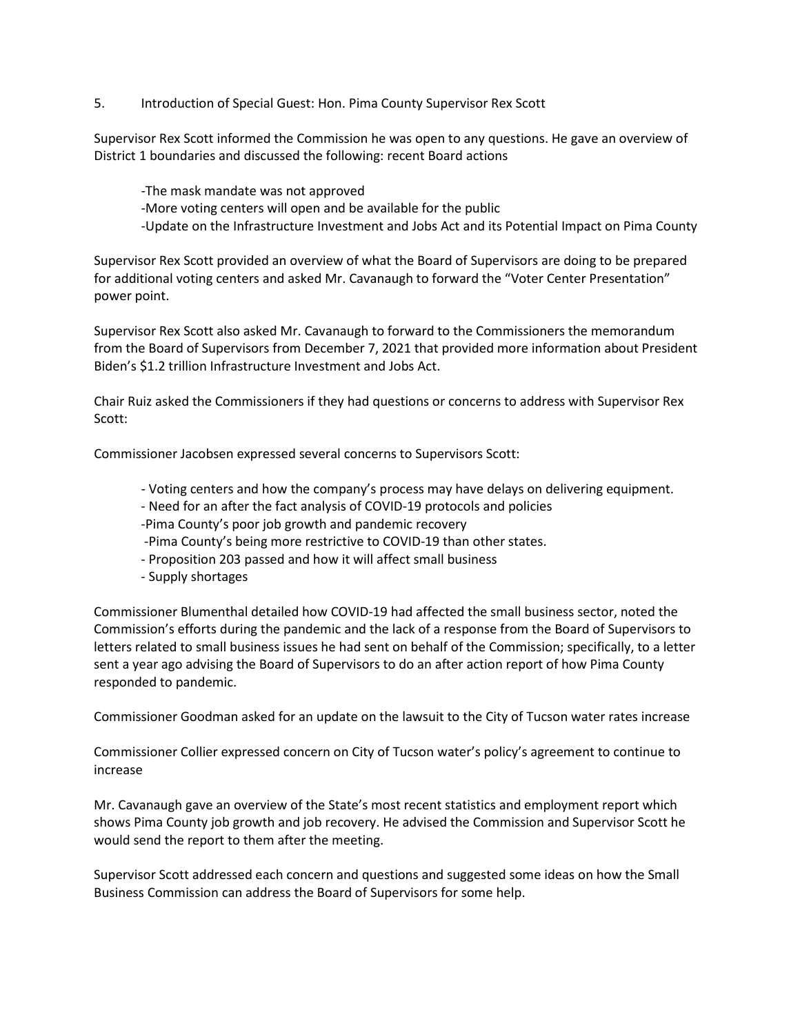5. Introduction of Special Guest: Hon. Pima County Supervisor Rex Scott

Supervisor Rex Scott informed the Commission he was open to any questions. He gave an overview of District 1 boundaries and discussed the following: recent Board actions

-The mask mandate was not approved
-More voting centers will open and be available for the public
-Update on the Infrastructure Investment and Jobs Act and its Potential Impact on Pima County

Supervisor Rex Scott provided an overview of what the Board of Supervisors are doing to be prepared for additional voting centers and asked Mr. Cavanaugh to forward the "Voter Center Presentation" power point.

Supervisor Rex Scott also asked Mr. Cavanaugh to forward to the Commissioners the memorandum from the Board of Supervisors from December 7, 2021 that provided more information about President Biden's $1.2 trillion Infrastructure Investment and Jobs Act.

Chair Ruiz asked the Commissioners if they had questions or concerns to address with Supervisor Rex Scott:

Commissioner Jacobsen expressed several concerns to Supervisors Scott:

- Voting centers and how the company's process may have delays on delivering equipment.
- Need for an after the fact analysis of COVID-19 protocols and policies
-Pima County's poor job growth and pandemic recovery
-Pima County's being more restrictive to COVID-19 than other states.
- Proposition 203 passed and how it will affect small business
- Supply shortages

Commissioner Blumenthal detailed how COVID-19 had affected the small business sector, noted the Commission's efforts during the pandemic and the lack of a response from the Board of Supervisors to letters related to small business issues he had sent on behalf of the Commission; specifically, to a letter sent a year ago advising the Board of Supervisors to do an after action report of how Pima County responded to pandemic.

Commissioner Goodman asked for an update on the lawsuit to the City of Tucson water rates increase

Commissioner Collier expressed concern on City of Tucson water's policy's agreement to continue to increase

Mr. Cavanaugh gave an overview of the State's most recent statistics and employment report which shows Pima County job growth and job recovery. He advised the Commission and Supervisor Scott he would send the report to them after the meeting.

Supervisor Scott addressed each concern and questions and suggested some ideas on how the Small Business Commission can address the Board of Supervisors for some help.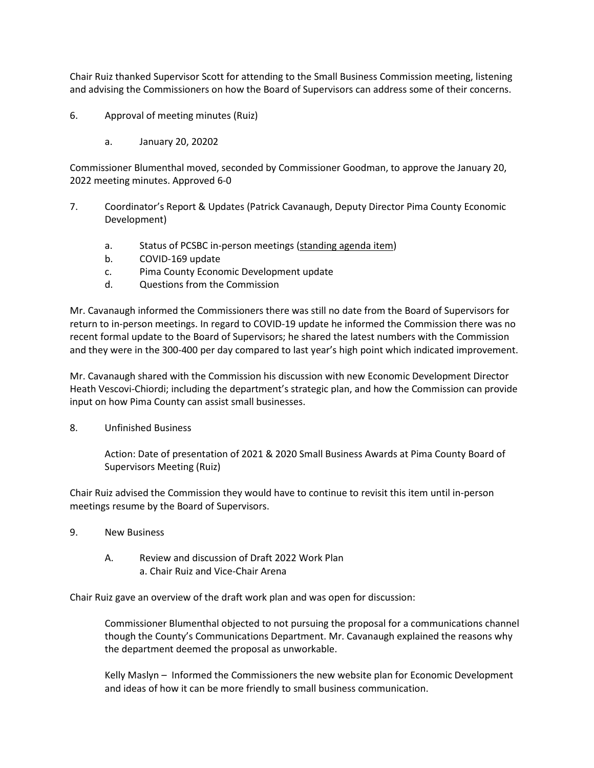Chair Ruiz thanked Supervisor Scott for attending to the Small Business Commission meeting, listening and advising the Commissioners on how the Board of Supervisors can address some of their concerns.

6. Approval of meeting minutes (Ruiz)

   a. January 20, 20202

Commissioner Blumenthal moved, seconded by Commissioner Goodman, to approve the January 20, 2022 meeting minutes. Approved 6-0

7. Coordinator's Report & Updates (Patrick Cavanaugh, Deputy Director Pima County Economic Development)

   a. Status of PCSBC in-person meetings (standing agenda item)
   b. COVID-169 update
   c. Pima County Economic Development update
   d. Questions from the Commission

Mr. Cavanaugh informed the Commissioners there was still no date from the Board of Supervisors for return to in-person meetings. In regard to COVID-19 update he informed the Commission there was no recent formal update to the Board of Supervisors; he shared the latest numbers with the Commission and they were in the 300-400 per day compared to last year's high point which indicated improvement.

Mr. Cavanaugh shared with the Commission his discussion with new Economic Development Director Heath Vescovi-Chiordi; including the department's strategic plan, and how the Commission can provide input on how Pima County can assist small businesses.

8. Unfinished Business

   Action: Date of presentation of 2021 & 2020 Small Business Awards at Pima County Board of Supervisors Meeting (Ruiz)

Chair Ruiz advised the Commission they would have to continue to revisit this item until in-person meetings resume by the Board of Supervisors.

9. New Business

   A. Review and discussion of Draft 2022 Work Plan
      a. Chair Ruiz and Vice-Chair Arena

Chair Ruiz gave an overview of the draft work plan and was open for discussion:

> Commissioner Blumenthal objected to not pursuing the proposal for a communications channel though the County's Communications Department. Mr. Cavanaugh explained the reasons why the department deemed the proposal as unworkable.
>
> Kelly Maslyn – Informed the Commissioners the new website plan for Economic Development and ideas of how it can be more friendly to small business communication.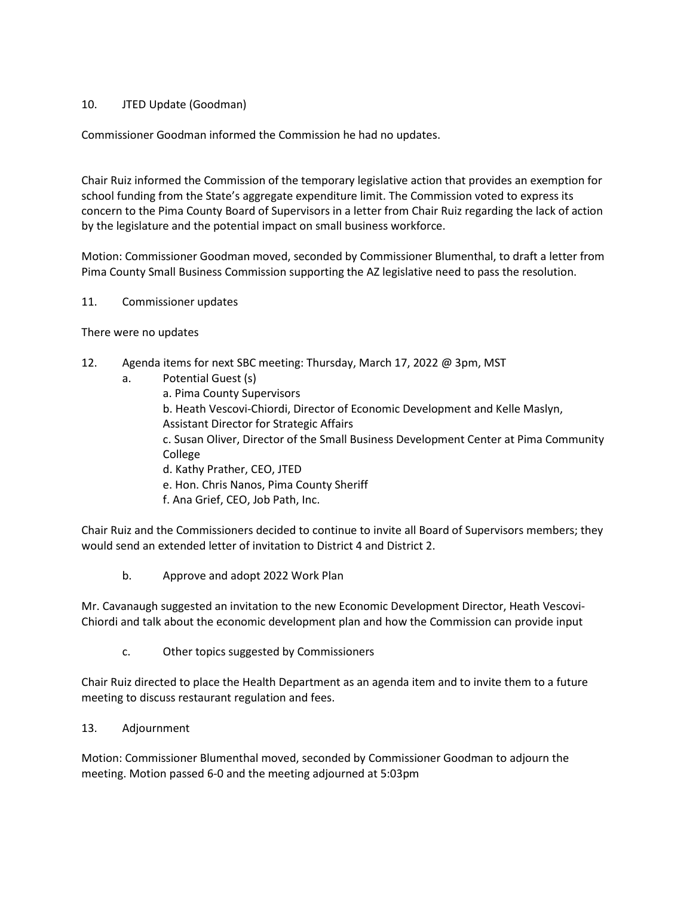10. JTED Update (Goodman)

Commissioner Goodman informed the Commission he had no updates.

Chair Ruiz informed the Commission of the temporary legislative action that provides an exemption for school funding from the State's aggregate expenditure limit. The Commission voted to express its concern to the Pima County Board of Supervisors in a letter from Chair Ruiz regarding the lack of action by the legislature and the potential impact on small business workforce.

Motion: Commissioner Goodman moved, seconded by Commissioner Blumenthal, to draft a letter from Pima County Small Business Commission supporting the AZ legislative need to pass the resolution.

11. Commissioner updates

There were no updates

12. Agenda items for next SBC meeting: Thursday, March 17, 2022 @ 3pm, MST
    a. Potential Guest (s)
        a. Pima County Supervisors
        b. Heath Vescovi-Chiordi, Director of Economic Development and Kelle Maslyn, Assistant Director for Strategic Affairs
        c. Susan Oliver, Director of the Small Business Development Center at Pima Community College
        d. Kathy Prather, CEO, JTED
        e. Hon. Chris Nanos, Pima County Sheriff
        f. Ana Grief, CEO, Job Path, Inc.

Chair Ruiz and the Commissioners decided to continue to invite all Board of Supervisors members; they would send an extended letter of invitation to District 4 and District 2.

b. Approve and adopt 2022 Work Plan

Mr. Cavanaugh suggested an invitation to the new Economic Development Director, Heath Vescovi-Chiordi and talk about the economic development plan and how the Commission can provide input

c. Other topics suggested by Commissioners

Chair Ruiz directed to place the Health Department as an agenda item and to invite them to a future meeting to discuss restaurant regulation and fees.

13. Adjournment

Motion: Commissioner Blumenthal moved, seconded by Commissioner Goodman to adjourn the meeting. Motion passed 6-0 and the meeting adjourned at 5:03pm